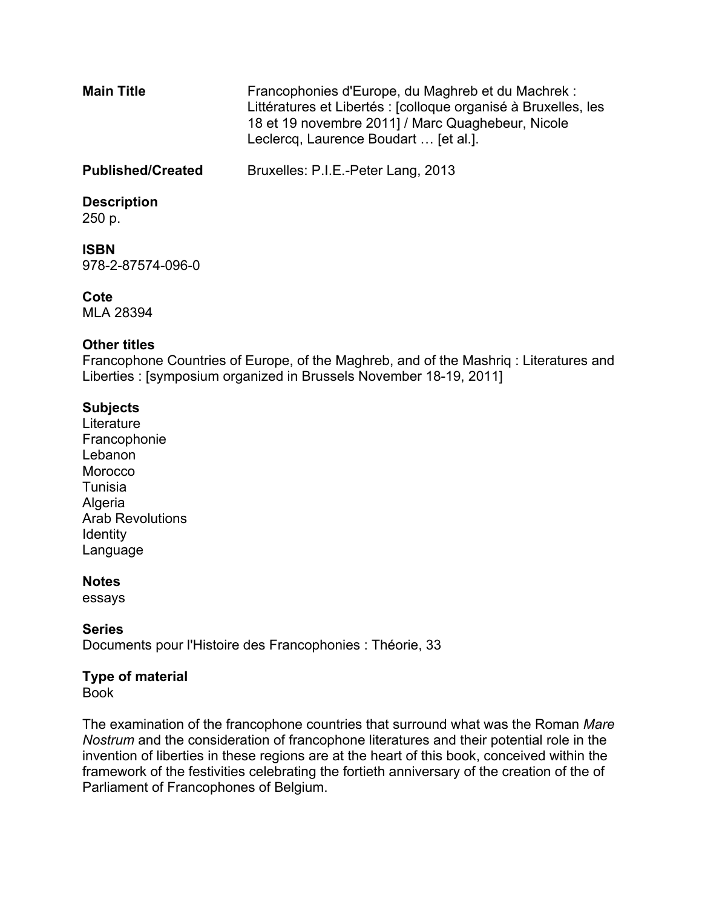**Main Title** Francophonies d'Europe, du Maghreb et du Machrek : Littératures et Libertés : [colloque organisé à Bruxelles, les 18 et 19 novembre 2011] / Marc Quaghebeur, Nicole Leclercq, Laurence Boudart … [et al.].

**Published/Created** Bruxelles: P.I.E.-Peter Lang, 2013

**Description**
250 p.

**ISBN**
978-2-87574-096-0

**Cote**
MLA 28394

**Other titles**
Francophone Countries of Europe, of the Maghreb, and of the Mashriq : Literatures and Liberties : [symposium organized in Brussels November 18-19, 2011]

**Subjects**
Literature
Francophonie
Lebanon
Morocco
Tunisia
Algeria
Arab Revolutions
Identity
Language

**Notes**
essays

**Series**
Documents pour l'Histoire des Francophonies : Théorie, 33

**Type of material**
Book

The examination of the francophone countries that surround what was the Roman *Mare Nostrum* and the consideration of francophone literatures and their potential role in the invention of liberties in these regions are at the heart of this book, conceived within the framework of the festivities celebrating the fortieth anniversary of the creation of the of Parliament of Francophones of Belgium.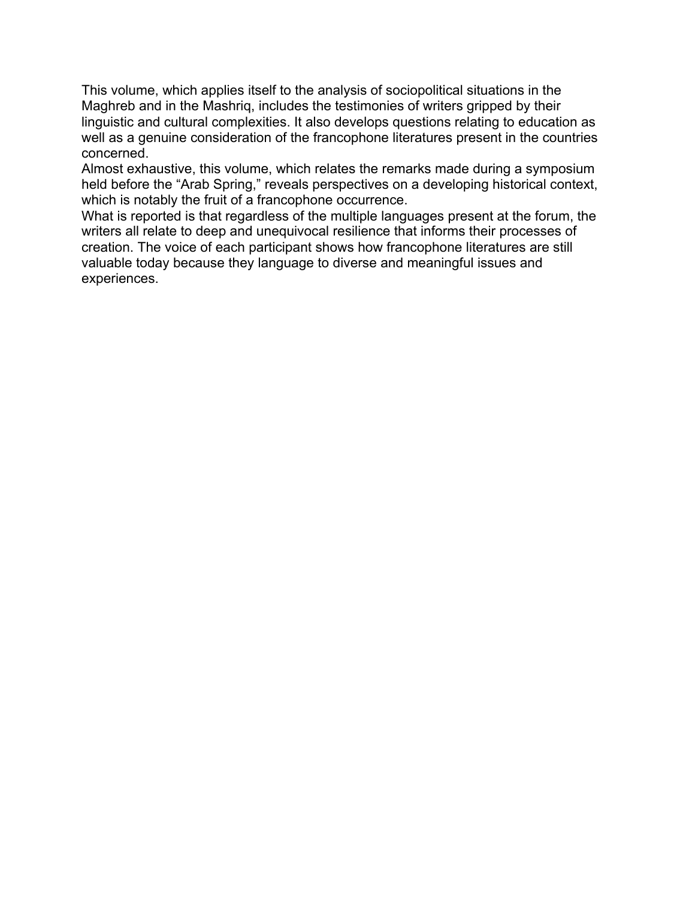This volume, which applies itself to the analysis of sociopolitical situations in the Maghreb and in the Mashriq, includes the testimonies of writers gripped by their linguistic and cultural complexities. It also develops questions relating to education as well as a genuine consideration of the francophone literatures present in the countries concerned.

Almost exhaustive, this volume, which relates the remarks made during a symposium held before the “Arab Spring,” reveals perspectives on a developing historical context, which is notably the fruit of a francophone occurrence.

What is reported is that regardless of the multiple languages present at the forum, the writers all relate to deep and unequivocal resilience that informs their processes of creation. The voice of each participant shows how francophone literatures are still valuable today because they language to diverse and meaningful issues and experiences.